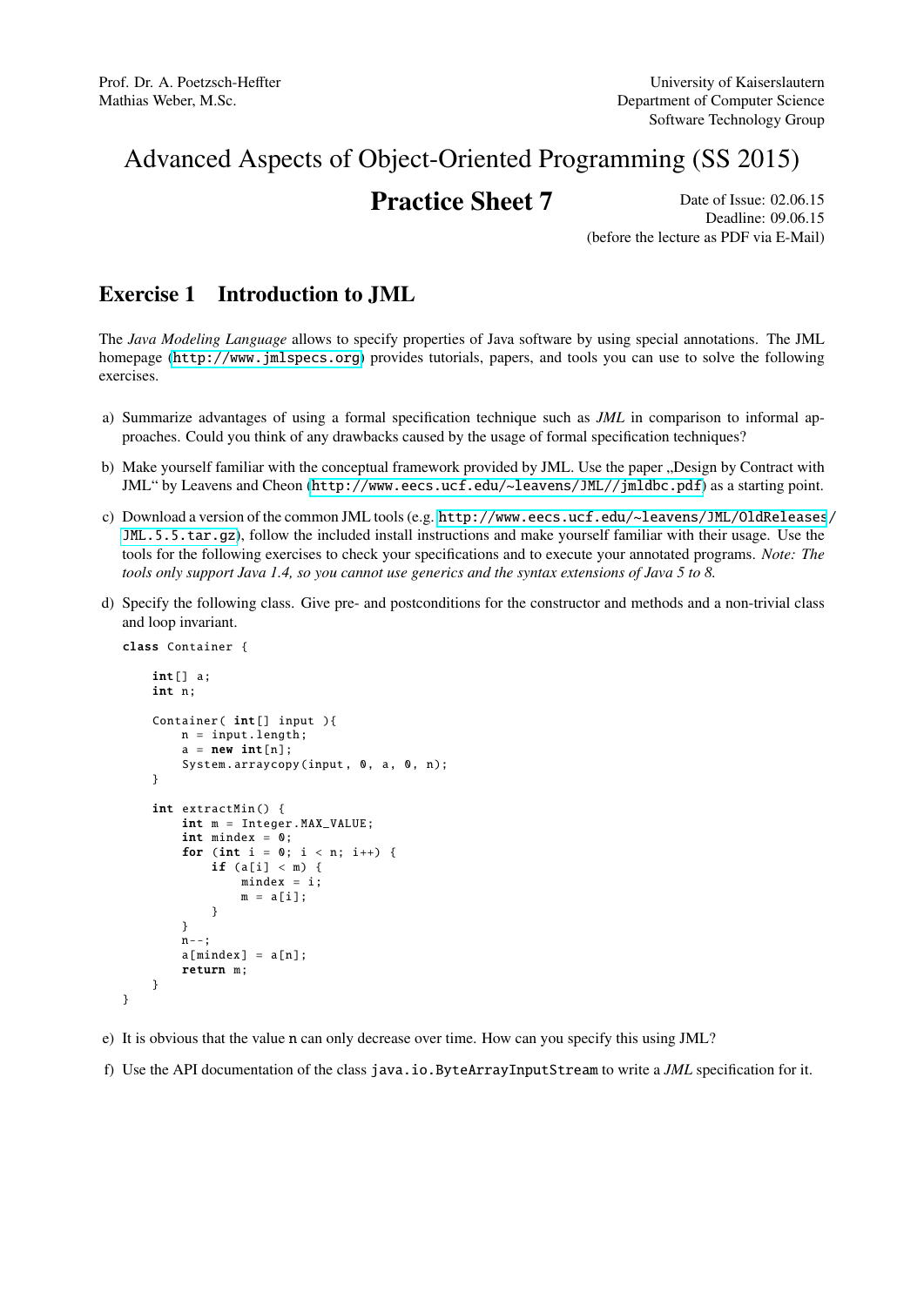Prof. Dr. A. Poetzsch-Heffter
Mathias Weber, M.Sc.

University of Kaiserslautern
Department of Computer Science
Software Technology Group

# Advanced Aspects of Object-Oriented Programming (SS 2015)

## Practice Sheet 7

Date of Issue: 02.06.15
Deadline: 09.06.15
(before the lecture as PDF via E-Mail)

## Exercise 1 Introduction to JML

The *Java Modeling Language* allows to specify properties of Java software by using special annotations. The JML homepage (http://www.jmlspecs.org) provides tutorials, papers, and tools you can use to solve the following exercises.

a) Summarize advantages of using a formal specification technique such as *JML* in comparison to informal approaches. Could you think of any drawbacks caused by the usage of formal specification techniques?

b) Make yourself familiar with the conceptual framework provided by JML. Use the paper „Design by Contract with JML“ by Leavens and Cheon (http://www.eecs.ucf.edu/~leavens/JML//jmldbc.pdf) as a starting point.

c) Download a version of the common JML tools (e.g. http://www.eecs.ucf.edu/~leavens/JML/OldReleases/JML.5.5.tar.gz), follow the included install instructions and make yourself familiar with their usage. Use the tools for the following exercises to check your specifications and to execute your annotated programs. *Note: The tools only support Java 1.4, so you cannot use generics and the syntax extensions of Java 5 to 8.*

d) Specify the following class. Give pre- and postconditions for the constructor and methods and a non-trivial class and loop invariant.

```
class Container {

    int[] a;
    int n;

    Container( int[] input ){
        n = input.length;
        a = new int[n];
        System.arraycopy(input, 0, a, 0, n);
    }

    int extractMin() {
        int m = Integer.MAX_VALUE;
        int mindex = 0;
        for (int i = 0; i < n; i++) {
            if (a[i] < m) {
                mindex = i;
                m = a[i];
            }
        }
        n--;
        a[mindex] = a[n];
        return m;
    }
}
```

e) It is obvious that the value `n` can only decrease over time. How can you specify this using JML?

f) Use the API documentation of the class `java.io.ByteArrayInputStream` to write a *JML* specification for it.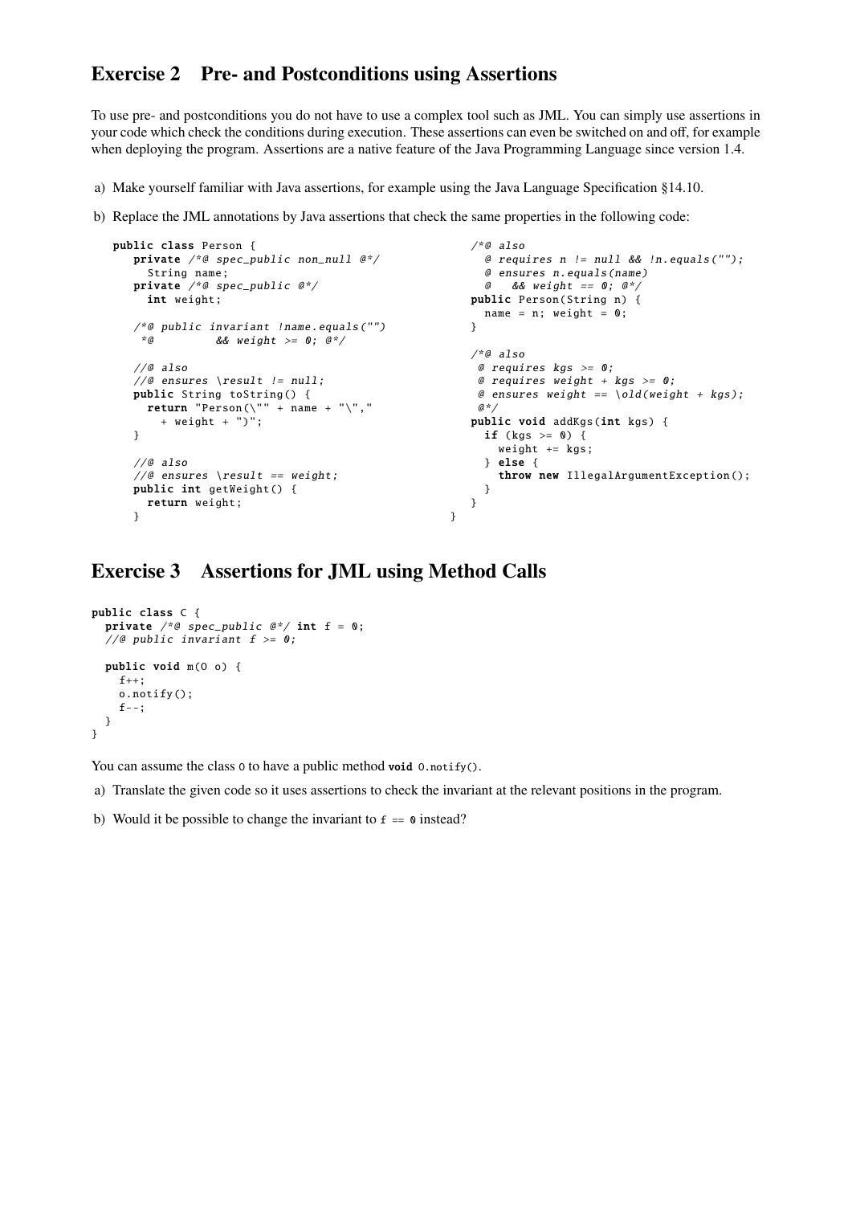## Exercise 2 Pre- and Postconditions using Assertions

To use pre- and postconditions you do not have to use a complex tool such as JML. You can simply use assertions in your code which check the conditions during execution. These assertions can even be switched on and off, for example when deploying the program. Assertions are a native feature of the Java Programming Language since version 1.4.

a) Make yourself familiar with Java assertions, for example using the Java Language Specification §14.10.

b) Replace the JML annotations by Java assertions that check the same properties in the following code:

```java
public class Person {
   private /*@ spec_public non_null @*/
     String name;
   private /*@ spec_public @*/
     int weight;

   /*@ public invariant !name.equals("")
    *@         && weight >= 0; @*/

   //@ also
   //@ ensures \result != null;
   public String toString() {
     return "Person(\"" + name + "\","
       + weight + ")";
   }

   //@ also
   //@ ensures \result == weight;
   public int getWeight() {
     return weight;
   }

   /*@ also
     @ requires n != null && !n.equals("");
     @ ensures n.equals(name)
     @   && weight == 0; @*/
   public Person(String n) {
     name = n; weight = 0;
   }

   /*@ also
    @ requires kgs >= 0;
    @ requires weight + kgs >= 0;
    @ ensures weight == \old(weight + kgs);
    @*/
   public void addKgs(int kgs) {
     if (kgs >= 0) {
       weight += kgs;
     } else {
       throw new IllegalArgumentException();
     }
   }
}
```

## Exercise 3 Assertions for JML using Method Calls

```java
public class C {
  private /*@ spec_public @*/ int f = 0;
  //@ public invariant f >= 0;

  public void m(O o) {
    f++;
    o.notify();
    f--;
  }
}
```

You can assume the class `O` to have a public method `void O.notify()`.

a) Translate the given code so it uses assertions to check the invariant at the relevant positions in the program.

b) Would it be possible to change the invariant to `f == 0` instead?